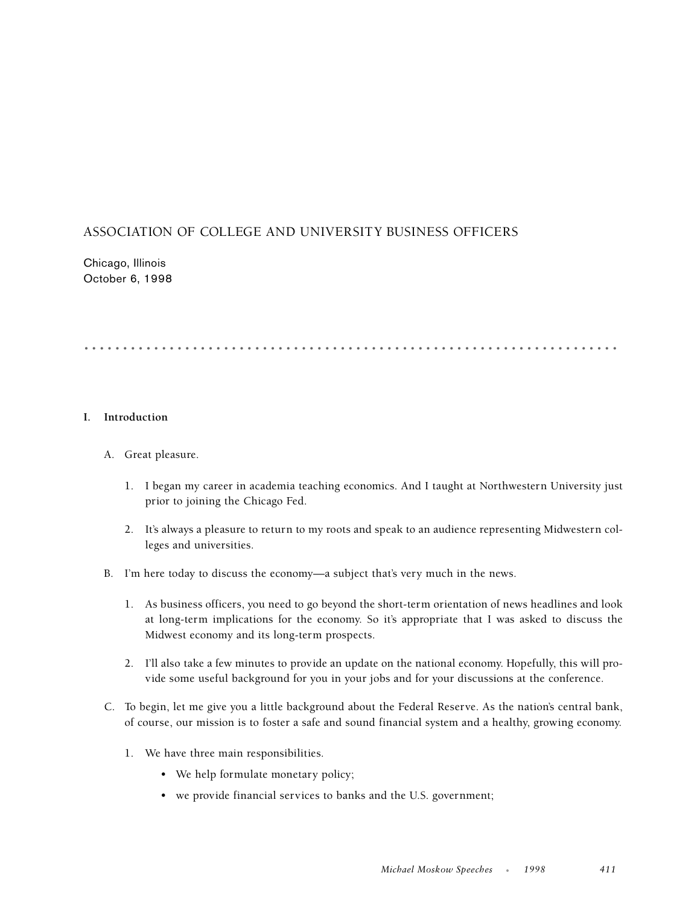# ASSOCIATION OF COLLEGE AND UNIVERSITY BUSINESS OFFICERS

Chicago, Illinois
October 6, 1998

## I. Introduction

A. Great pleasure.

1. I began my career in academia teaching economics. And I taught at Northwestern University just prior to joining the Chicago Fed.

2. It's always a pleasure to return to my roots and speak to an audience representing Midwestern colleges and universities.

B. I'm here today to discuss the economy—a subject that's very much in the news.

1. As business officers, you need to go beyond the short-term orientation of news headlines and look at long-term implications for the economy. So it's appropriate that I was asked to discuss the Midwest economy and its long-term prospects.

2. I'll also take a few minutes to provide an update on the national economy. Hopefully, this will provide some useful background for you in your jobs and for your discussions at the conference.

C. To begin, let me give you a little background about the Federal Reserve. As the nation's central bank, of course, our mission is to foster a safe and sound financial system and a healthy, growing economy.

1. We have three main responsibilities.
   - We help formulate monetary policy;
   - we provide financial services to banks and the U.S. government;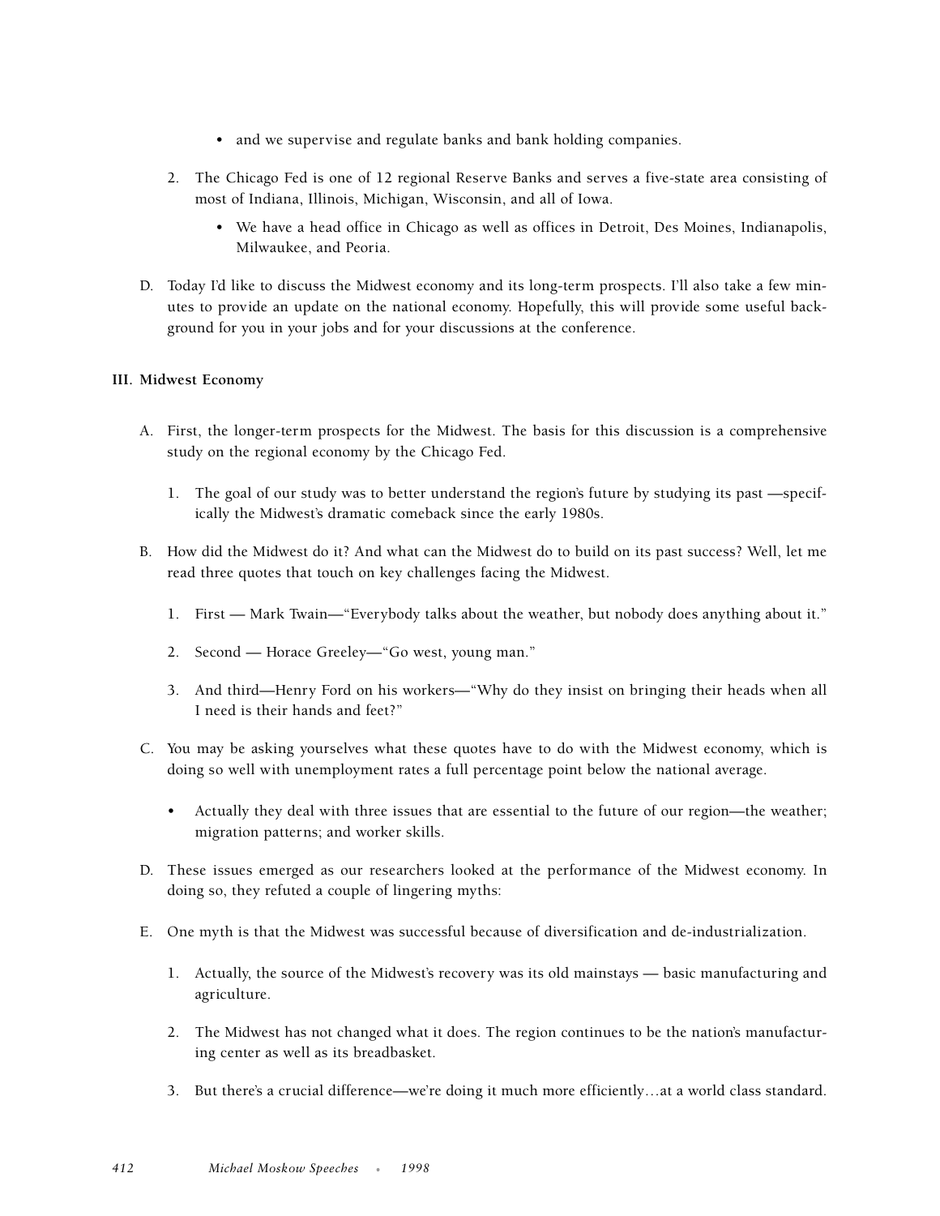- and we supervise and regulate banks and bank holding companies.

2. The Chicago Fed is one of 12 regional Reserve Banks and serves a five-state area consisting of most of Indiana, Illinois, Michigan, Wisconsin, and all of Iowa.

   - We have a head office in Chicago as well as offices in Detroit, Des Moines, Indianapolis, Milwaukee, and Peoria.

D. Today I'd like to discuss the Midwest economy and its long-term prospects. I'll also take a few minutes to provide an update on the national economy. Hopefully, this will provide some useful background for you in your jobs and for your discussions at the conference.

**III. Midwest Economy**

A. First, the longer-term prospects for the Midwest. The basis for this discussion is a comprehensive study on the regional economy by the Chicago Fed.

   1. The goal of our study was to better understand the region's future by studying its past —specifically the Midwest's dramatic comeback since the early 1980s.

B. How did the Midwest do it? And what can the Midwest do to build on its past success? Well, let me read three quotes that touch on key challenges facing the Midwest.

   1. First — Mark Twain—"Everybody talks about the weather, but nobody does anything about it."

   2. Second — Horace Greeley—"Go west, young man."

   3. And third—Henry Ford on his workers—"Why do they insist on bringing their heads when all I need is their hands and feet?"

C. You may be asking yourselves what these quotes have to do with the Midwest economy, which is doing so well with unemployment rates a full percentage point below the national average.

   - Actually they deal with three issues that are essential to the future of our region—the weather; migration patterns; and worker skills.

D. These issues emerged as our researchers looked at the performance of the Midwest economy. In doing so, they refuted a couple of lingering myths:

E. One myth is that the Midwest was successful because of diversification and de-industrialization.

   1. Actually, the source of the Midwest's recovery was its old mainstays — basic manufacturing and agriculture.

   2. The Midwest has not changed what it does. The region continues to be the nation's manufacturing center as well as its breadbasket.

   3. But there's a crucial difference—we're doing it much more efficiently…at a world class standard.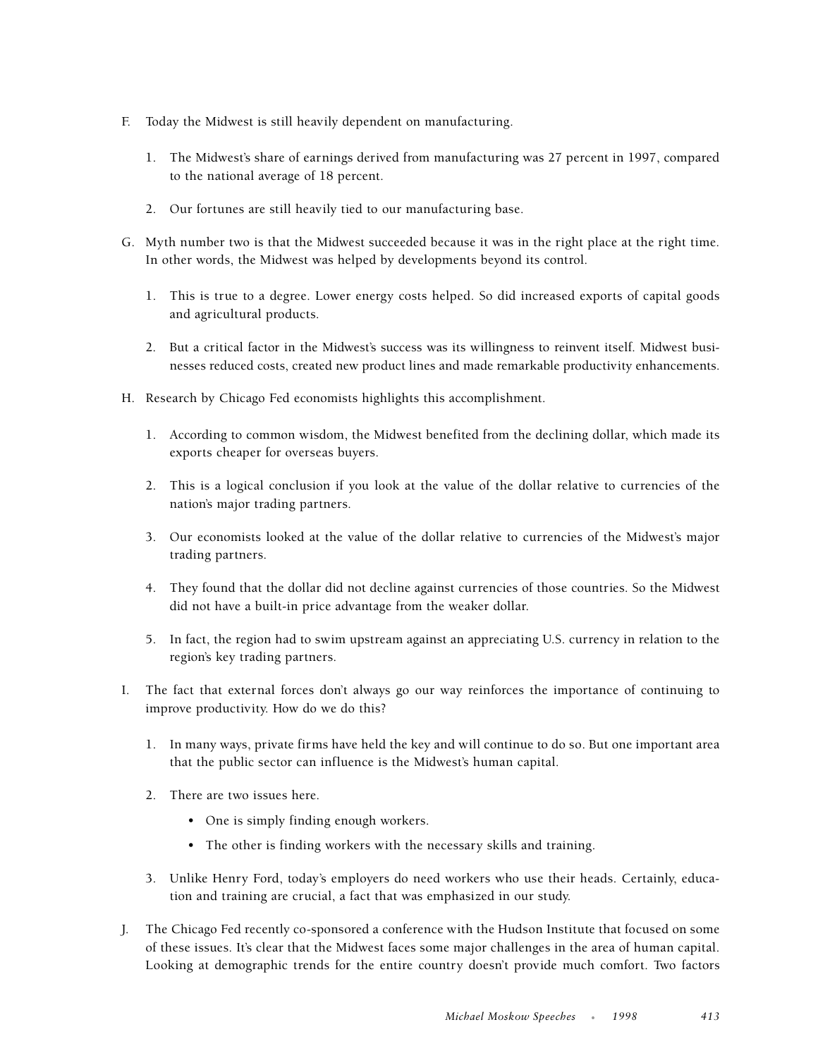F. Today the Midwest is still heavily dependent on manufacturing.

   1. The Midwest's share of earnings derived from manufacturing was 27 percent in 1997, compared to the national average of 18 percent.

   2. Our fortunes are still heavily tied to our manufacturing base.

G. Myth number two is that the Midwest succeeded because it was in the right place at the right time. In other words, the Midwest was helped by developments beyond its control.

   1. This is true to a degree. Lower energy costs helped. So did increased exports of capital goods and agricultural products.

   2. But a critical factor in the Midwest's success was its willingness to reinvent itself. Midwest businesses reduced costs, created new product lines and made remarkable productivity enhancements.

H. Research by Chicago Fed economists highlights this accomplishment.

   1. According to common wisdom, the Midwest benefited from the declining dollar, which made its exports cheaper for overseas buyers.

   2. This is a logical conclusion if you look at the value of the dollar relative to currencies of the nation's major trading partners.

   3. Our economists looked at the value of the dollar relative to currencies of the Midwest's major trading partners.

   4. They found that the dollar did not decline against currencies of those countries. So the Midwest did not have a built-in price advantage from the weaker dollar.

   5. In fact, the region had to swim upstream against an appreciating U.S. currency in relation to the region's key trading partners.

I. The fact that external forces don't always go our way reinforces the importance of continuing to improve productivity. How do we do this?

   1. In many ways, private firms have held the key and will continue to do so. But one important area that the public sector can influence is the Midwest's human capital.

   2. There are two issues here.

      - One is simply finding enough workers.
      - The other is finding workers with the necessary skills and training.

   3. Unlike Henry Ford, today's employers do need workers who use their heads. Certainly, education and training are crucial, a fact that was emphasized in our study.

J. The Chicago Fed recently co-sponsored a conference with the Hudson Institute that focused on some of these issues. It's clear that the Midwest faces some major challenges in the area of human capital. Looking at demographic trends for the entire country doesn't provide much comfort. Two factors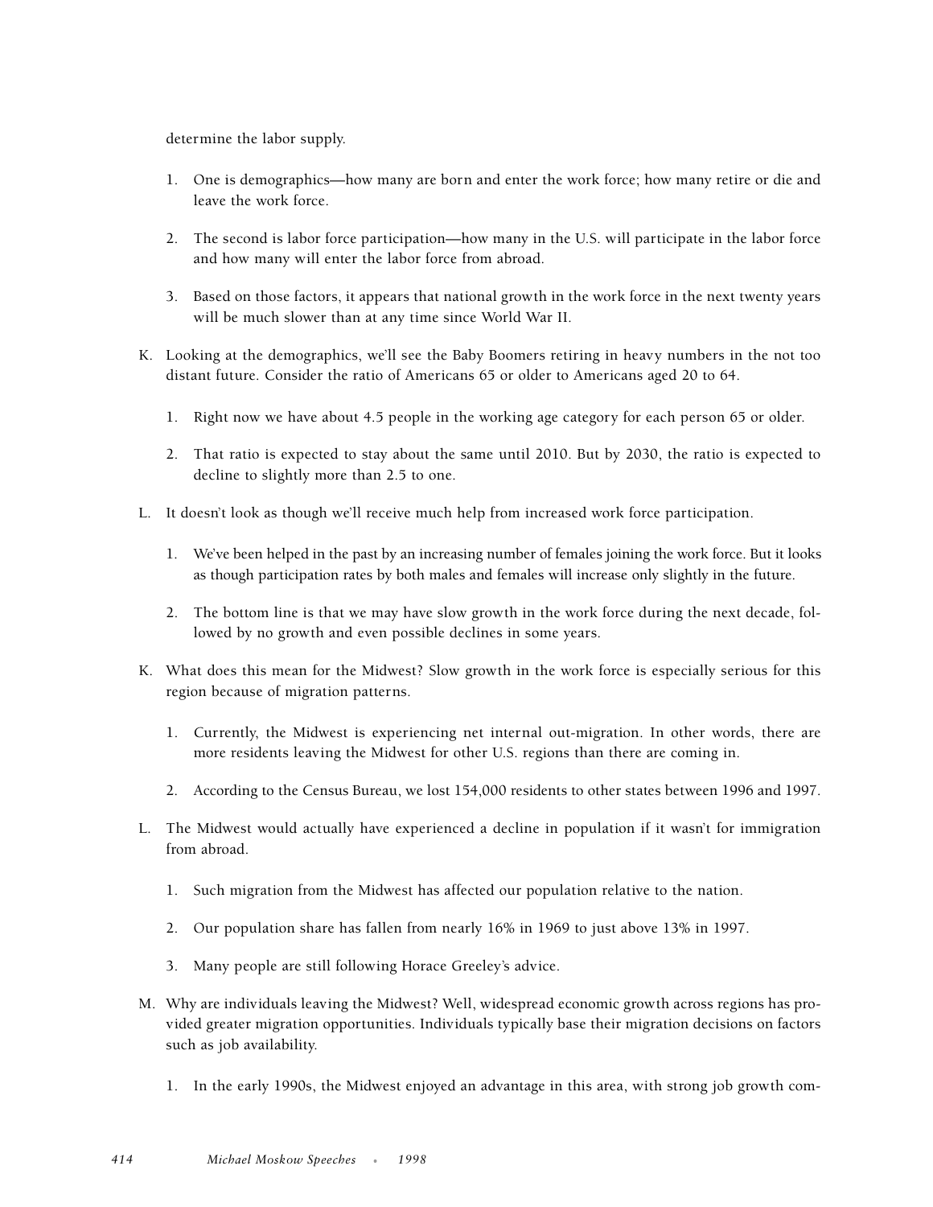determine the labor supply.

1. One is demographics—how many are born and enter the work force; how many retire or die and leave the work force.

2. The second is labor force participation—how many in the U.S. will participate in the labor force and how many will enter the labor force from abroad.

3. Based on those factors, it appears that national growth in the work force in the next twenty years will be much slower than at any time since World War II.

K. Looking at the demographics, we'll see the Baby Boomers retiring in heavy numbers in the not too distant future. Consider the ratio of Americans 65 or older to Americans aged 20 to 64.

   1. Right now we have about 4.5 people in the working age category for each person 65 or older.

   2. That ratio is expected to stay about the same until 2010. But by 2030, the ratio is expected to decline to slightly more than 2.5 to one.

L. It doesn't look as though we'll receive much help from increased work force participation.

   1. We've been helped in the past by an increasing number of females joining the work force. But it looks as though participation rates by both males and females will increase only slightly in the future.

   2. The bottom line is that we may have slow growth in the work force during the next decade, followed by no growth and even possible declines in some years.

K. What does this mean for the Midwest? Slow growth in the work force is especially serious for this region because of migration patterns.

   1. Currently, the Midwest is experiencing net internal out-migration. In other words, there are more residents leaving the Midwest for other U.S. regions than there are coming in.

   2. According to the Census Bureau, we lost 154,000 residents to other states between 1996 and 1997.

L. The Midwest would actually have experienced a decline in population if it wasn't for immigration from abroad.

   1. Such migration from the Midwest has affected our population relative to the nation.

   2. Our population share has fallen from nearly 16% in 1969 to just above 13% in 1997.

   3. Many people are still following Horace Greeley's advice.

M. Why are individuals leaving the Midwest? Well, widespread economic growth across regions has provided greater migration opportunities. Individuals typically base their migration decisions on factors such as job availability.

   1. In the early 1990s, the Midwest enjoyed an advantage in this area, with strong job growth com-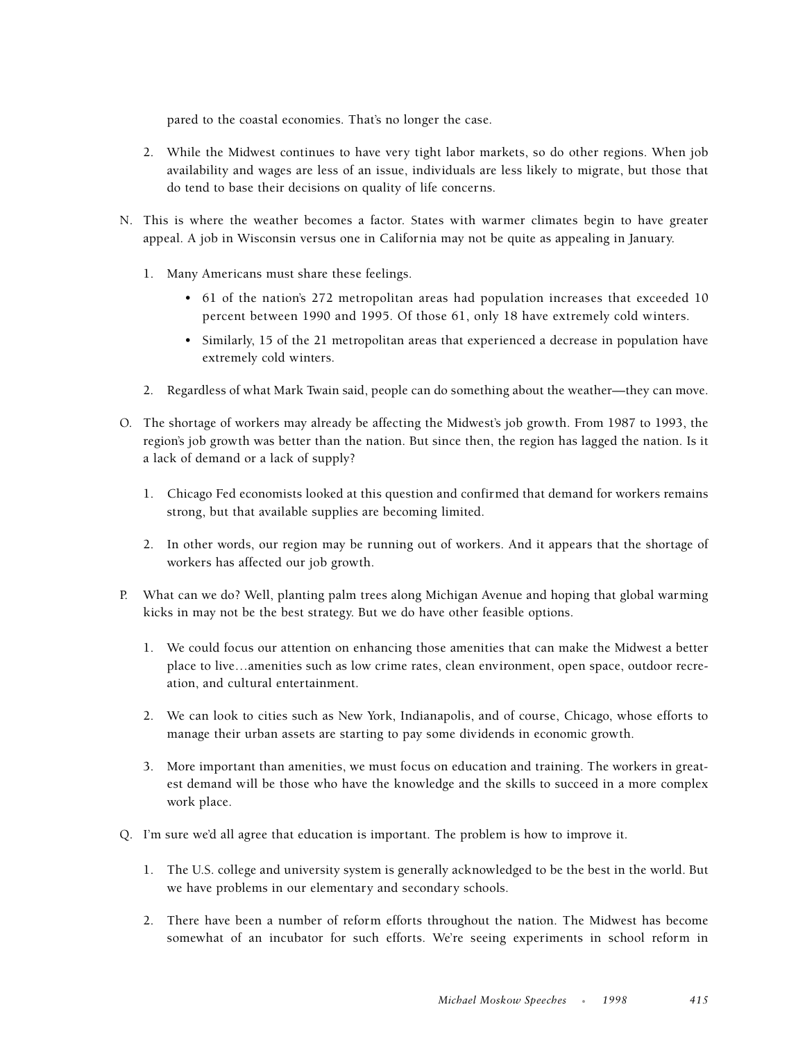pared to the coastal economies. That's no longer the case.

2. While the Midwest continues to have very tight labor markets, so do other regions. When job availability and wages are less of an issue, individuals are less likely to migrate, but those that do tend to base their decisions on quality of life concerns.

N. This is where the weather becomes a factor. States with warmer climates begin to have greater appeal. A job in Wisconsin versus one in California may not be quite as appealing in January.

   1. Many Americans must share these feelings.
      - 61 of the nation's 272 metropolitan areas had population increases that exceeded 10 percent between 1990 and 1995. Of those 61, only 18 have extremely cold winters.
      - Similarly, 15 of the 21 metropolitan areas that experienced a decrease in population have extremely cold winters.

   2. Regardless of what Mark Twain said, people can do something about the weather—they can move.

O. The shortage of workers may already be affecting the Midwest's job growth. From 1987 to 1993, the region's job growth was better than the nation. But since then, the region has lagged the nation. Is it a lack of demand or a lack of supply?

   1. Chicago Fed economists looked at this question and confirmed that demand for workers remains strong, but that available supplies are becoming limited.

   2. In other words, our region may be running out of workers. And it appears that the shortage of workers has affected our job growth.

P. What can we do? Well, planting palm trees along Michigan Avenue and hoping that global warming kicks in may not be the best strategy. But we do have other feasible options.

   1. We could focus our attention on enhancing those amenities that can make the Midwest a better place to live…amenities such as low crime rates, clean environment, open space, outdoor recreation, and cultural entertainment.

   2. We can look to cities such as New York, Indianapolis, and of course, Chicago, whose efforts to manage their urban assets are starting to pay some dividends in economic growth.

   3. More important than amenities, we must focus on education and training. The workers in greatest demand will be those who have the knowledge and the skills to succeed in a more complex work place.

Q. I'm sure we'd all agree that education is important. The problem is how to improve it.

   1. The U.S. college and university system is generally acknowledged to be the best in the world. But we have problems in our elementary and secondary schools.

   2. There have been a number of reform efforts throughout the nation. The Midwest has become somewhat of an incubator for such efforts. We're seeing experiments in school reform in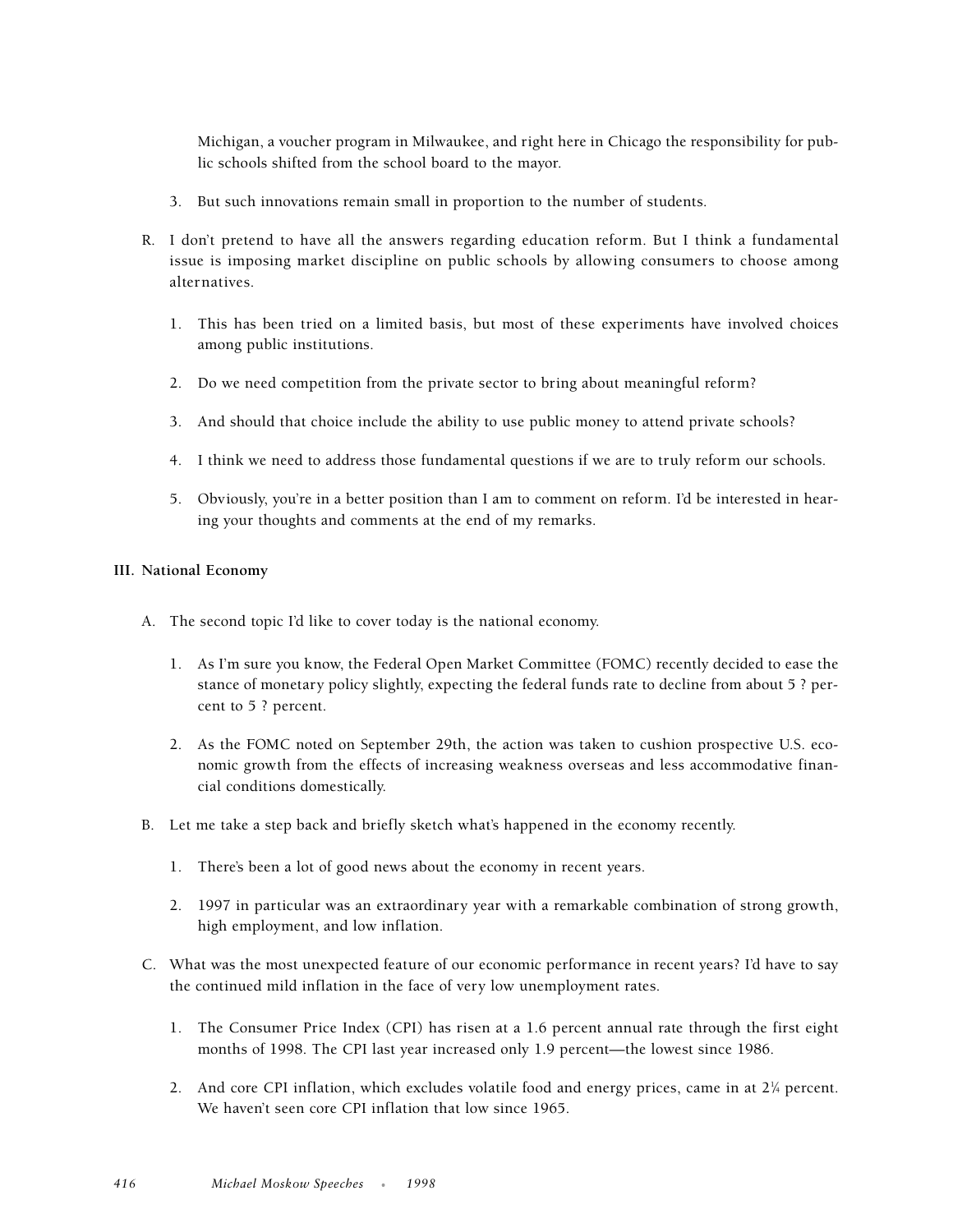Michigan, a voucher program in Milwaukee, and right here in Chicago the responsibility for public schools shifted from the school board to the mayor.

3. But such innovations remain small in proportion to the number of students.

R. I don't pretend to have all the answers regarding education reform. But I think a fundamental issue is imposing market discipline on public schools by allowing consumers to choose among alternatives.

   1. This has been tried on a limited basis, but most of these experiments have involved choices among public institutions.

   2. Do we need competition from the private sector to bring about meaningful reform?

   3. And should that choice include the ability to use public money to attend private schools?

   4. I think we need to address those fundamental questions if we are to truly reform our schools.

   5. Obviously, you're in a better position than I am to comment on reform. I'd be interested in hearing your thoughts and comments at the end of my remarks.

**III. National Economy**

A. The second topic I'd like to cover today is the national economy.

   1. As I'm sure you know, the Federal Open Market Committee (FOMC) recently decided to ease the stance of monetary policy slightly, expecting the federal funds rate to decline from about 5 ? percent to 5 ? percent.

   2. As the FOMC noted on September 29th, the action was taken to cushion prospective U.S. economic growth from the effects of increasing weakness overseas and less accommodative financial conditions domestically.

B. Let me take a step back and briefly sketch what's happened in the economy recently.

   1. There's been a lot of good news about the economy in recent years.

   2. 1997 in particular was an extraordinary year with a remarkable combination of strong growth, high employment, and low inflation.

C. What was the most unexpected feature of our economic performance in recent years? I'd have to say the continued mild inflation in the face of very low unemployment rates.

   1. The Consumer Price Index (CPI) has risen at a 1.6 percent annual rate through the first eight months of 1998. The CPI last year increased only 1.9 percent—the lowest since 1986.

   2. And core CPI inflation, which excludes volatile food and energy prices, came in at 2¼ percent. We haven't seen core CPI inflation that low since 1965.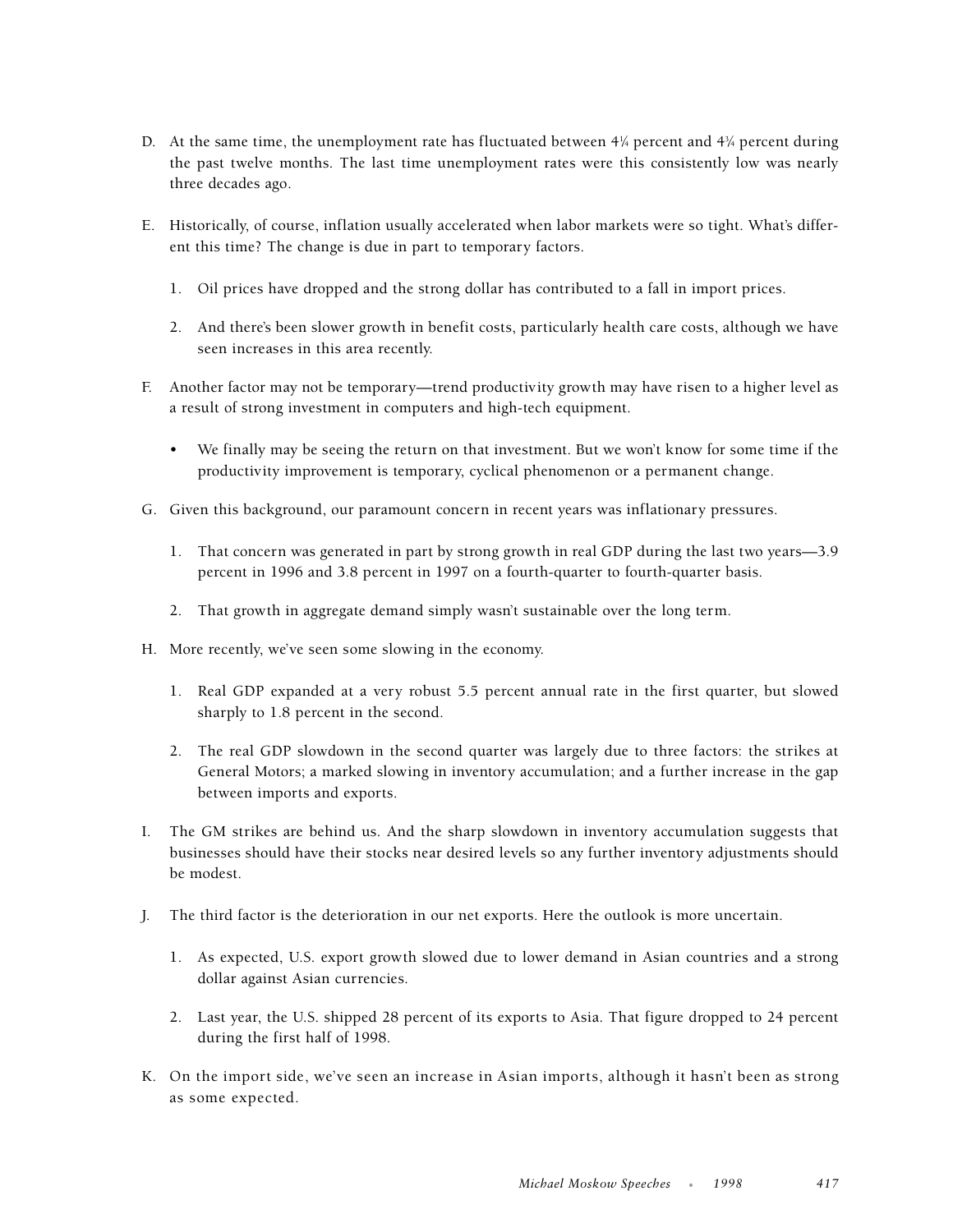D. At the same time, the unemployment rate has fluctuated between 4¼ percent and 4¾ percent during the past twelve months. The last time unemployment rates were this consistently low was nearly three decades ago.

E. Historically, of course, inflation usually accelerated when labor markets were so tight. What's different this time? The change is due in part to temporary factors.

   1. Oil prices have dropped and the strong dollar has contributed to a fall in import prices.

   2. And there's been slower growth in benefit costs, particularly health care costs, although we have seen increases in this area recently.

F. Another factor may not be temporary—trend productivity growth may have risen to a higher level as a result of strong investment in computers and high-tech equipment.

   - We finally may be seeing the return on that investment. But we won't know for some time if the productivity improvement is temporary, cyclical phenomenon or a permanent change.

G. Given this background, our paramount concern in recent years was inflationary pressures.

   1. That concern was generated in part by strong growth in real GDP during the last two years—3.9 percent in 1996 and 3.8 percent in 1997 on a fourth-quarter to fourth-quarter basis.

   2. That growth in aggregate demand simply wasn't sustainable over the long term.

H. More recently, we've seen some slowing in the economy.

   1. Real GDP expanded at a very robust 5.5 percent annual rate in the first quarter, but slowed sharply to 1.8 percent in the second.

   2. The real GDP slowdown in the second quarter was largely due to three factors: the strikes at General Motors; a marked slowing in inventory accumulation; and a further increase in the gap between imports and exports.

I. The GM strikes are behind us. And the sharp slowdown in inventory accumulation suggests that businesses should have their stocks near desired levels so any further inventory adjustments should be modest.

J. The third factor is the deterioration in our net exports. Here the outlook is more uncertain.

   1. As expected, U.S. export growth slowed due to lower demand in Asian countries and a strong dollar against Asian currencies.

   2. Last year, the U.S. shipped 28 percent of its exports to Asia. That figure dropped to 24 percent during the first half of 1998.

K. On the import side, we've seen an increase in Asian imports, although it hasn't been as strong as some expected.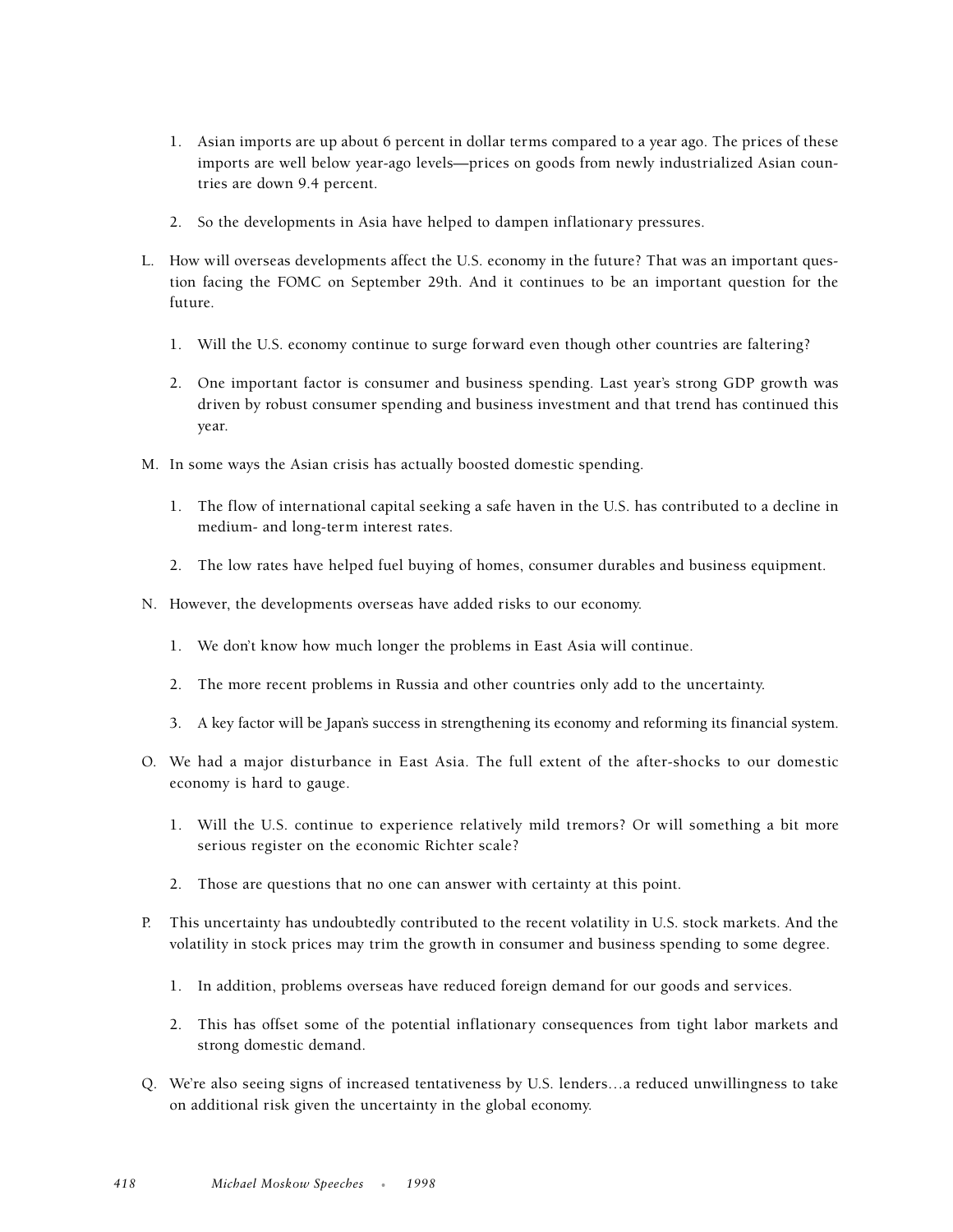1. Asian imports are up about 6 percent in dollar terms compared to a year ago. The prices of these imports are well below year-ago levels—prices on goods from newly industrialized Asian countries are down 9.4 percent.

   2. So the developments in Asia have helped to dampen inflationary pressures.

L. How will overseas developments affect the U.S. economy in the future? That was an important question facing the FOMC on September 29th. And it continues to be an important question for the future.

   1. Will the U.S. economy continue to surge forward even though other countries are faltering?

   2. One important factor is consumer and business spending. Last year's strong GDP growth was driven by robust consumer spending and business investment and that trend has continued this year.

M. In some ways the Asian crisis has actually boosted domestic spending.

   1. The flow of international capital seeking a safe haven in the U.S. has contributed to a decline in medium- and long-term interest rates.

   2. The low rates have helped fuel buying of homes, consumer durables and business equipment.

N. However, the developments overseas have added risks to our economy.

   1. We don't know how much longer the problems in East Asia will continue.

   2. The more recent problems in Russia and other countries only add to the uncertainty.

   3. A key factor will be Japan's success in strengthening its economy and reforming its financial system.

O. We had a major disturbance in East Asia. The full extent of the after-shocks to our domestic economy is hard to gauge.

   1. Will the U.S. continue to experience relatively mild tremors? Or will something a bit more serious register on the economic Richter scale?

   2. Those are questions that no one can answer with certainty at this point.

P. This uncertainty has undoubtedly contributed to the recent volatility in U.S. stock markets. And the volatility in stock prices may trim the growth in consumer and business spending to some degree.

   1. In addition, problems overseas have reduced foreign demand for our goods and services.

   2. This has offset some of the potential inflationary consequences from tight labor markets and strong domestic demand.

Q. We're also seeing signs of increased tentativeness by U.S. lenders…a reduced unwillingness to take on additional risk given the uncertainty in the global economy.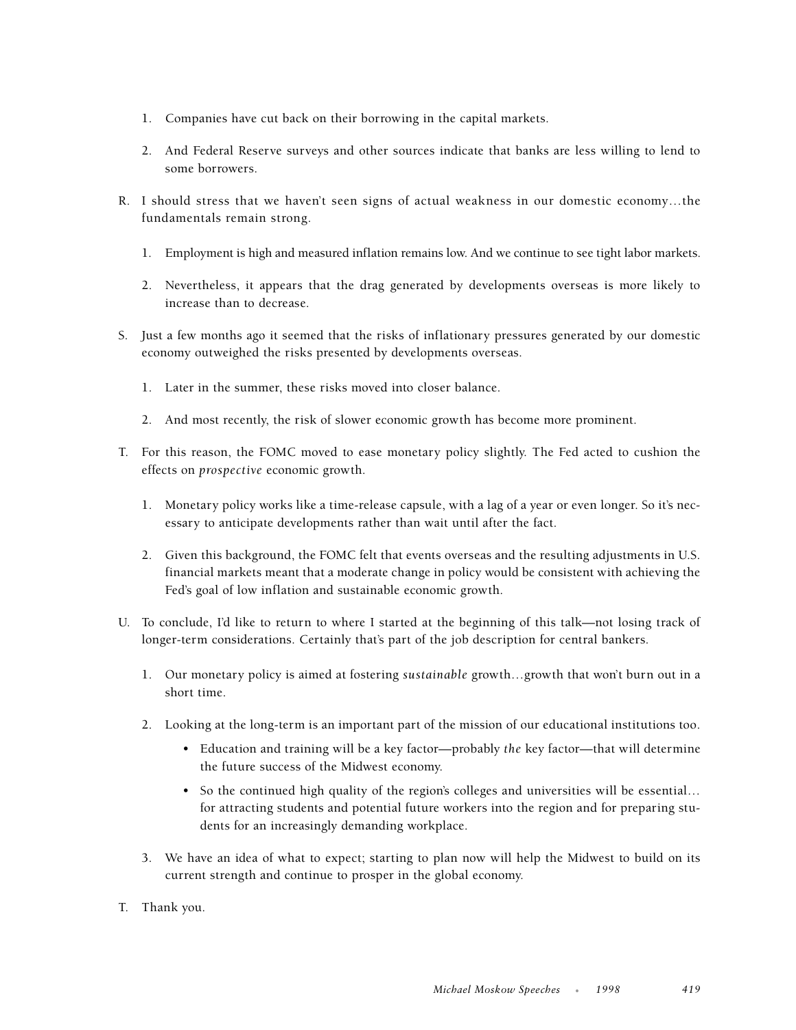1. Companies have cut back on their borrowing in the capital markets.

2. And Federal Reserve surveys and other sources indicate that banks are less willing to lend to some borrowers.

R. I should stress that we haven't seen signs of actual weakness in our domestic economy…the fundamentals remain strong.

   1. Employment is high and measured inflation remains low. And we continue to see tight labor markets.

   2. Nevertheless, it appears that the drag generated by developments overseas is more likely to increase than to decrease.

S. Just a few months ago it seemed that the risks of inflationary pressures generated by our domestic economy outweighed the risks presented by developments overseas.

   1. Later in the summer, these risks moved into closer balance.

   2. And most recently, the risk of slower economic growth has become more prominent.

T. For this reason, the FOMC moved to ease monetary policy slightly. The Fed acted to cushion the effects on *prospective* economic growth.

   1. Monetary policy works like a time-release capsule, with a lag of a year or even longer. So it's necessary to anticipate developments rather than wait until after the fact.

   2. Given this background, the FOMC felt that events overseas and the resulting adjustments in U.S. financial markets meant that a moderate change in policy would be consistent with achieving the Fed's goal of low inflation and sustainable economic growth.

U. To conclude, I'd like to return to where I started at the beginning of this talk—not losing track of longer-term considerations. Certainly that's part of the job description for central bankers.

   1. Our monetary policy is aimed at fostering *sustainable* growth…growth that won't burn out in a short time.

   2. Looking at the long-term is an important part of the mission of our educational institutions too.

      - Education and training will be a key factor—probably *the* key factor—that will determine the future success of the Midwest economy.

      - So the continued high quality of the region's colleges and universities will be essential… for attracting students and potential future workers into the region and for preparing students for an increasingly demanding workplace.

   3. We have an idea of what to expect; starting to plan now will help the Midwest to build on its current strength and continue to prosper in the global economy.

T. Thank you.